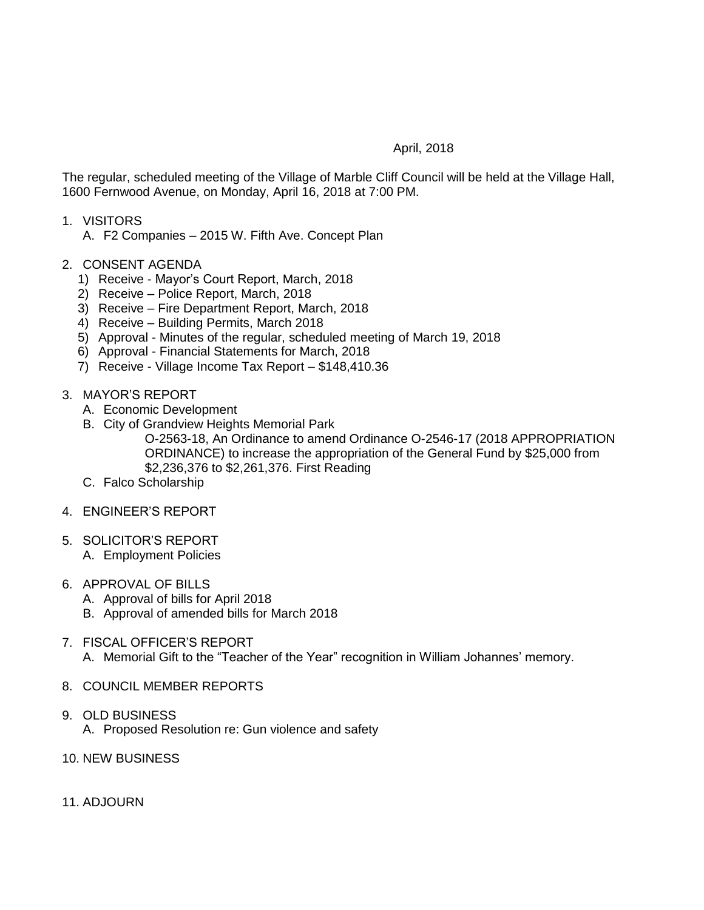April, 2018

The regular, scheduled meeting of the Village of Marble Cliff Council will be held at the Village Hall, 1600 Fernwood Avenue, on Monday, April 16, 2018 at 7:00 PM.

1. VISITORS
   A. F2 Companies – 2015 W. Fifth Ave. Concept Plan

2. CONSENT AGENDA
   1) Receive - Mayor's Court Report, March, 2018
   2) Receive – Police Report, March, 2018
   3) Receive – Fire Department Report, March, 2018
   4) Receive – Building Permits, March 2018
   5) Approval - Minutes of the regular, scheduled meeting of March 19, 2018
   6) Approval - Financial Statements for March, 2018
   7) Receive - Village Income Tax Report – $148,410.36

3. MAYOR'S REPORT
   A. Economic Development
   B. City of Grandview Heights Memorial Park
      O-2563-18, An Ordinance to amend Ordinance O-2546-17 (2018 APPROPRIATION ORDINANCE) to increase the appropriation of the General Fund by $25,000 from $2,236,376 to $2,261,376. First Reading
   C. Falco Scholarship

4. ENGINEER'S REPORT

5. SOLICITOR'S REPORT
   A. Employment Policies

6. APPROVAL OF BILLS
   A. Approval of bills for April 2018
   B. Approval of amended bills for March 2018

7. FISCAL OFFICER'S REPORT
   A. Memorial Gift to the "Teacher of the Year" recognition in William Johannes' memory.

8. COUNCIL MEMBER REPORTS

9. OLD BUSINESS
   A. Proposed Resolution re: Gun violence and safety

10. NEW BUSINESS

11. ADJOURN